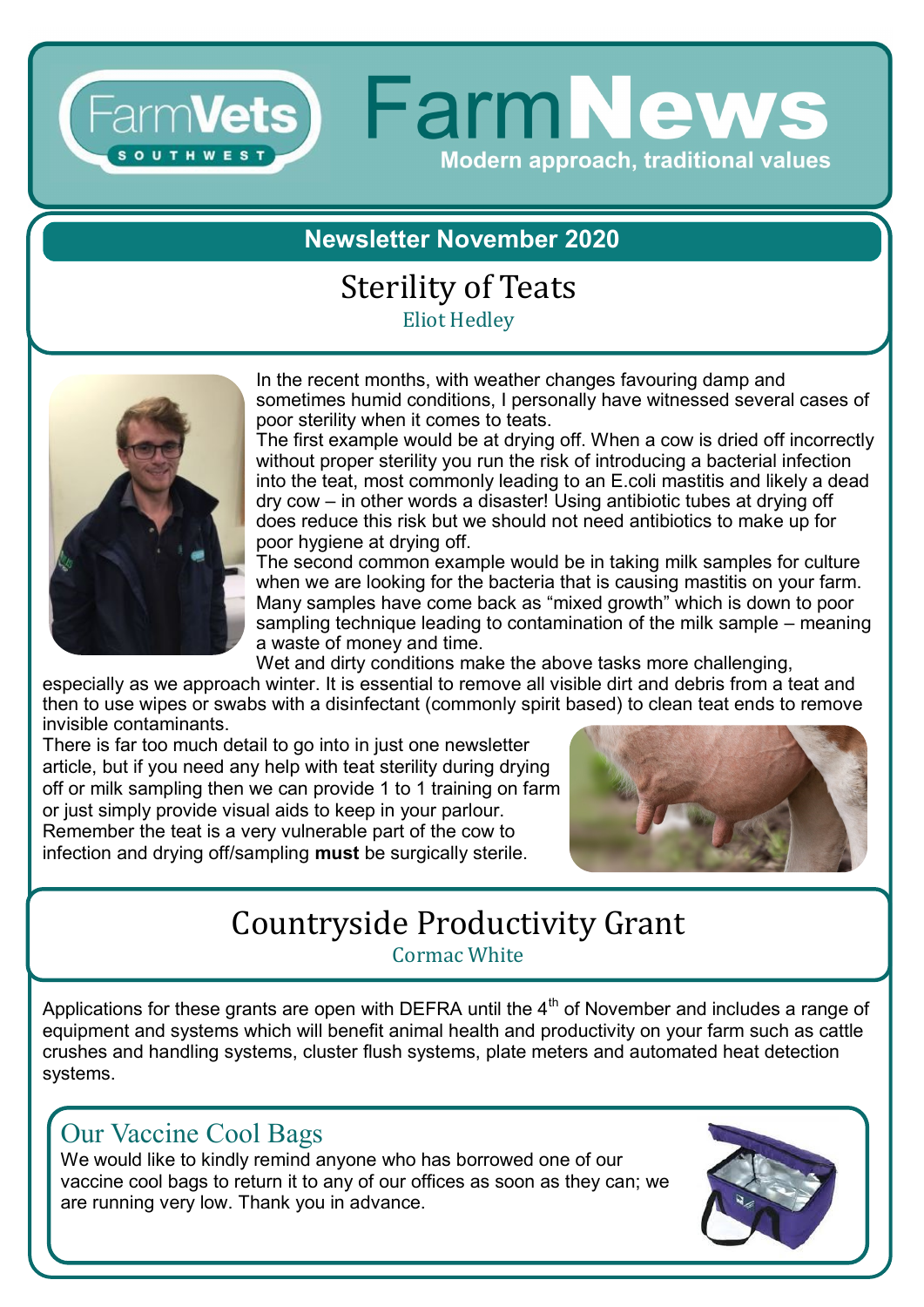# FarmNews

**Modern approach, traditional values**

FarmVets SOUTHWEST

## Newsletter November 2020

## Sterility of Teats

Eliot Hedley

In the recent months, with weather changes favouring damp and sometimes humid conditions, I personally have witnessed several cases of poor sterility when it comes to teats.

The first example would be at drying off. When a cow is dried off incorrectly without proper sterility you run the risk of introducing a bacterial infection into the teat, most commonly leading to an E.coli mastitis and likely a dead dry cow – in other words a disaster! Using antibiotic tubes at drying off does reduce this risk but we should not need antibiotics to make up for poor hygiene at drying off.

The second common example would be in taking milk samples for culture when we are looking for the bacteria that is causing mastitis on your farm. Many samples have come back as "mixed growth" which is down to poor sampling technique leading to contamination of the milk sample – meaning a waste of money and time.

Wet and dirty conditions make the above tasks more challenging, especially as we approach winter. It is essential to remove all visible dirt and debris from a teat and then to use wipes or swabs with a disinfectant (commonly spirit based) to clean teat ends to remove invisible contaminants.

There is far too much detail to go into in just one newsletter article, but if you need any help with teat sterility during drying off or milk sampling then we can provide 1 to 1 training on farm or just simply provide visual aids to keep in your parlour. Remember the teat is a very vulnerable part of the cow to infection and drying off/sampling **must** be surgically sterile.

## Countryside Productivity Grant

Cormac White

Applications for these grants are open with DEFRA until the 4th of November and includes a range of equipment and systems which will benefit animal health and productivity on your farm such as cattle crushes and handling systems, cluster flush systems, plate meters and automated heat detection systems.

## Our Vaccine Cool Bags

We would like to kindly remind anyone who has borrowed one of our vaccine cool bags to return it to any of our offices as soon as they can; we are running very low. Thank you in advance.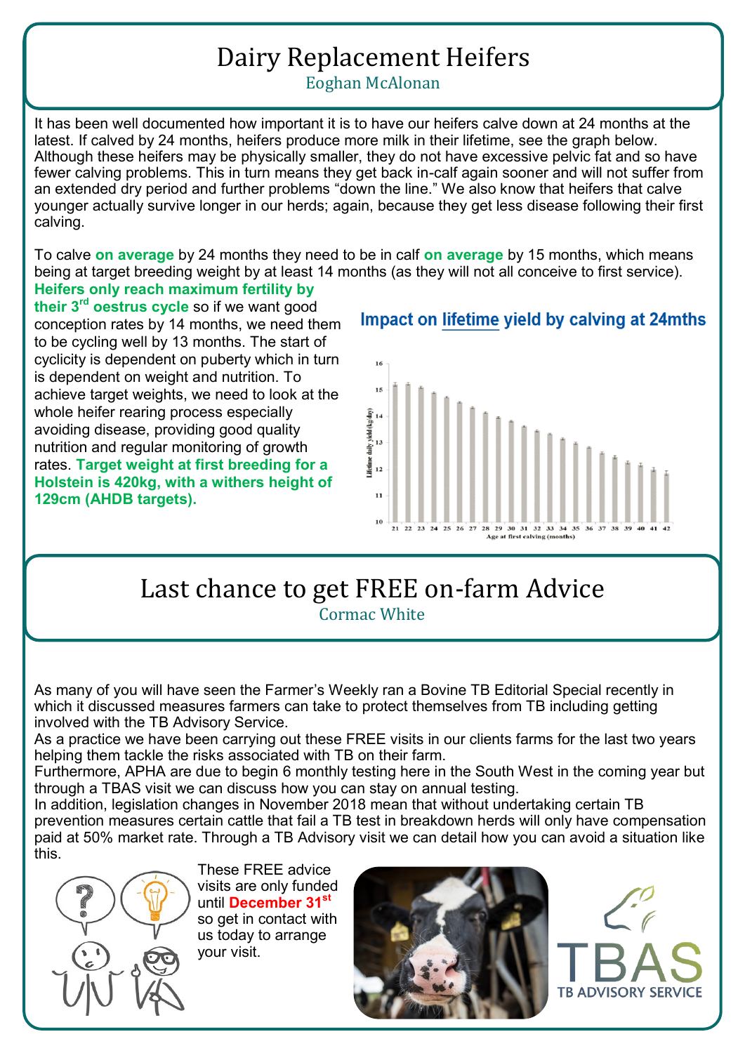# Dairy Replacement Heifers

Eoghan McAlonan

It has been well documented how important it is to have our heifers calve down at 24 months at the latest. If calved by 24 months, heifers produce more milk in their lifetime, see the graph below. Although these heifers may be physically smaller, they do not have excessive pelvic fat and so have fewer calving problems. This in turn means they get back in-calf again sooner and will not suffer from an extended dry period and further problems "down the line." We also know that heifers that calve younger actually survive longer in our herds; again, because they get less disease following their first calving.

To calve **on average** by 24 months they need to be in calf **on average** by 15 months, which means being at target breeding weight by at least 14 months (as they will not all conceive to first service). **Heifers only reach maximum fertility by their 3rd oestrus cycle** so if we want good conception rates by 14 months, we need them to be cycling well by 13 months. The start of cyclicity is dependent on puberty which in turn is dependent on weight and nutrition. To achieve target weights, we need to look at the whole heifer rearing process especially avoiding disease, providing good quality nutrition and regular monitoring of growth rates. **Target weight at first breeding for a Holstein is 420kg, with a withers height of 129cm (AHDB targets).**

**Impact on lifetime yield by calving at 24mths**

Lifetime daily yield (kg/day)

16
15
14
13
12
11
10

21 22 23 24 25 26 27 28 29 30 31 32 33 34 35 36 37 38 39 40 41 42

Age at first calving (months)

# Last chance to get FREE on-farm Advice

Cormac White

As many of you will have seen the Farmer's Weekly ran a Bovine TB Editorial Special recently in which it discussed measures farmers can take to protect themselves from TB including getting involved with the TB Advisory Service.

As a practice we have been carrying out these FREE visits in our clients farms for the last two years helping them tackle the risks associated with TB on their farm.

Furthermore, APHA are due to begin 6 monthly testing here in the South West in the coming year but through a TBAS visit we can discuss how you can stay on annual testing.

In addition, legislation changes in November 2018 mean that without undertaking certain TB prevention measures certain cattle that fail a TB test in breakdown herds will only have compensation paid at 50% market rate. Through a TB Advisory visit we can detail how you can avoid a situation like this.

These FREE advice visits are only funded until **December 31st** so get in contact with us today to arrange your visit.

TBAS
TB ADVISORY SERVICE